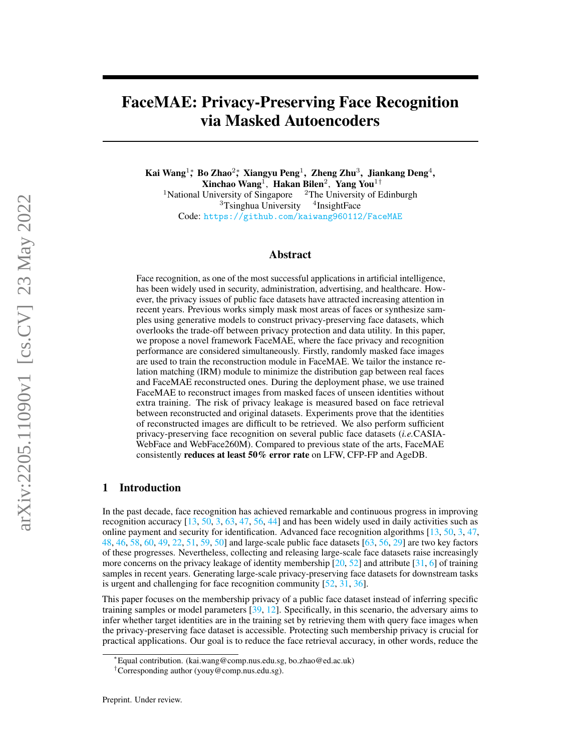# FaceMAE: Privacy-Preserving Face Recognition via Masked Autoencoders

**Kai Wang**[1]*, **Bo Zhao**[2]*, **Xiangyu Peng**[1], **Zheng Zhu**[3], **Jiankang Deng**[4], **Xinchao Wang**[1], **Hakan Bilen**[2], **Yang You**[1†]

[1]National University of Singapore [2]The University of Edinburgh
[3]Tsinghua University [4]InsightFace

Code: https://github.com/kaiwang960112/FaceMAE

## Abstract

Face recognition, as one of the most successful applications in artificial intelligence, has been widely used in security, administration, advertising, and healthcare. However, the privacy issues of public face datasets have attracted increasing attention in recent years. Previous works simply mask most areas of faces or synthesize samples using generative models to construct privacy-preserving face datasets, which overlooks the trade-off between privacy protection and data utility. In this paper, we propose a novel framework FaceMAE, where the face privacy and recognition performance are considered simultaneously. Firstly, randomly masked face images are used to train the reconstruction module in FaceMAE. We tailor the instance relation matching (IRM) module to minimize the distribution gap between real faces and FaceMAE reconstructed ones. During the deployment phase, we use trained FaceMAE to reconstruct images from masked faces of unseen identities without extra training. The risk of privacy leakage is measured based on face retrieval between reconstructed and original datasets. Experiments prove that the identities of reconstructed images are difficult to be retrieved. We also perform sufficient privacy-preserving face recognition on several public face datasets (*i.e.*CASIA-WebFace and WebFace260M). Compared to previous state of the arts, FaceMAE consistently **reduces at least 50% error rate** on LFW, CFP-FP and AgeDB.

## 1 Introduction

In the past decade, face recognition has achieved remarkable and continuous progress in improving recognition accuracy [13, 50, 3, 63, 47, 56, 44] and has been widely used in daily activities such as online payment and security for identification. Advanced face recognition algorithms [13, 50, 3, 47, 48, 46, 58, 60, 49, 22, 51, 59, 50] and large-scale public face datasets [63, 56, 29] are two key factors of these progresses. Nevertheless, collecting and releasing large-scale face datasets raise increasingly more concerns on the privacy leakage of identity membership [20, 52] and attribute [31, 6] of training samples in recent years. Generating large-scale privacy-preserving face datasets for downstream tasks is urgent and challenging for face recognition community [52, 31, 36].

This paper focuses on the membership privacy of a public face dataset instead of inferring specific training samples or model parameters [39, 12]. Specifically, in this scenario, the adversary aims to infer whether target identities are in the training set by retrieving them with query face images when the privacy-preserving face dataset is accessible. Protecting such membership privacy is crucial for practical applications. Our goal is to reduce the face retrieval accuracy, in other words, reduce the

*Equal contribution. (kai.wang@comp.nus.edu.sg, bo.zhao@ed.ac.uk)
†Corresponding author (youy@comp.nus.edu.sg).

Preprint. Under review.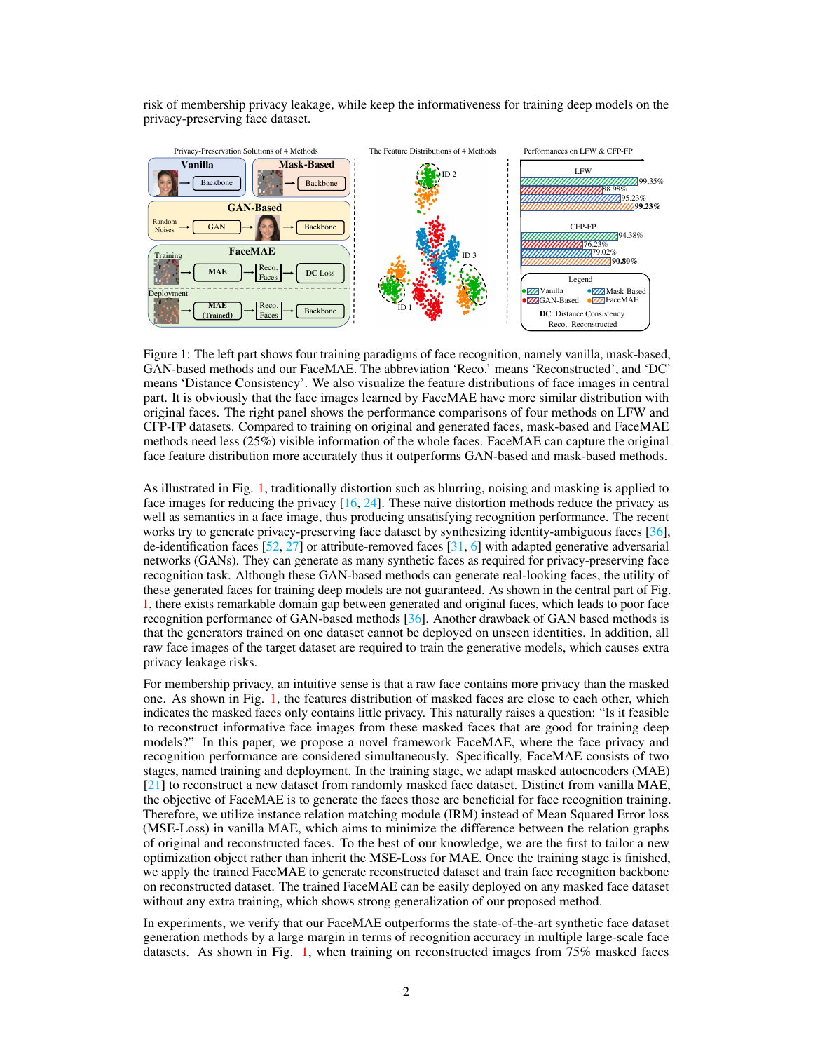risk of membership privacy leakage, while keep the informativeness for training deep models on the privacy-preserving face dataset.

Figure 1: The left part shows four training paradigms of face recognition, namely vanilla, mask-based, GAN-based methods and our FaceMAE. The abbreviation 'Reco.' means 'Reconstructed', and 'DC' means 'Distance Consistency'. We also visualize the feature distributions of face images in central part. It is obviously that the face images learned by FaceMAE have more similar distribution with original faces. The right panel shows the performance comparisons of four methods on LFW and CFP-FP datasets. Compared to training on original and generated faces, mask-based and FaceMAE methods need less (25%) visible information of the whole faces. FaceMAE can capture the original face feature distribution more accurately thus it outperforms GAN-based and mask-based methods.

As illustrated in Fig. 1, traditionally distortion such as blurring, noising and masking is applied to face images for reducing the privacy [16, 24]. These naive distortion methods reduce the privacy as well as semantics in a face image, thus producing unsatisfying recognition performance. The recent works try to generate privacy-preserving face dataset by synthesizing identity-ambiguous faces [36], de-identification faces [52, 27] or attribute-removed faces [31, 6] with adapted generative adversarial networks (GANs). They can generate as many synthetic faces as required for privacy-preserving face recognition task. Although these GAN-based methods can generate real-looking faces, the utility of these generated faces for training deep models are not guaranteed. As shown in the central part of Fig. 1, there exists remarkable domain gap between generated and original faces, which leads to poor face recognition performance of GAN-based methods [36]. Another drawback of GAN based methods is that the generators trained on one dataset cannot be deployed on unseen identities. In addition, all raw face images of the target dataset are required to train the generative models, which causes extra privacy leakage risks.

For membership privacy, an intuitive sense is that a raw face contains more privacy than the masked one. As shown in Fig. 1, the features distribution of masked faces are close to each other, which indicates the masked faces only contains little privacy. This naturally raises a question: "Is it feasible to reconstruct informative face images from these masked faces that are good for training deep models?" In this paper, we propose a novel framework FaceMAE, where the face privacy and recognition performance are considered simultaneously. Specifically, FaceMAE consists of two stages, named training and deployment. In the training stage, we adapt masked autoencoders (MAE) [21] to reconstruct a new dataset from randomly masked face dataset. Distinct from vanilla MAE, the objective of FaceMAE is to generate the faces those are beneficial for face recognition training. Therefore, we utilize instance relation matching module (IRM) instead of Mean Squared Error loss (MSE-Loss) in vanilla MAE, which aims to minimize the difference between the relation graphs of original and reconstructed faces. To the best of our knowledge, we are the first to tailor a new optimization object rather than inherit the MSE-Loss for MAE. Once the training stage is finished, we apply the trained FaceMAE to generate reconstructed dataset and train face recognition backbone on reconstructed dataset. The trained FaceMAE can be easily deployed on any masked face dataset without any extra training, which shows strong generalization of our proposed method.

In experiments, we verify that our FaceMAE outperforms the state-of-the-art synthetic face dataset generation methods by a large margin in terms of recognition accuracy in multiple large-scale face datasets. As shown in Fig. 1, when training on reconstructed images from 75% masked faces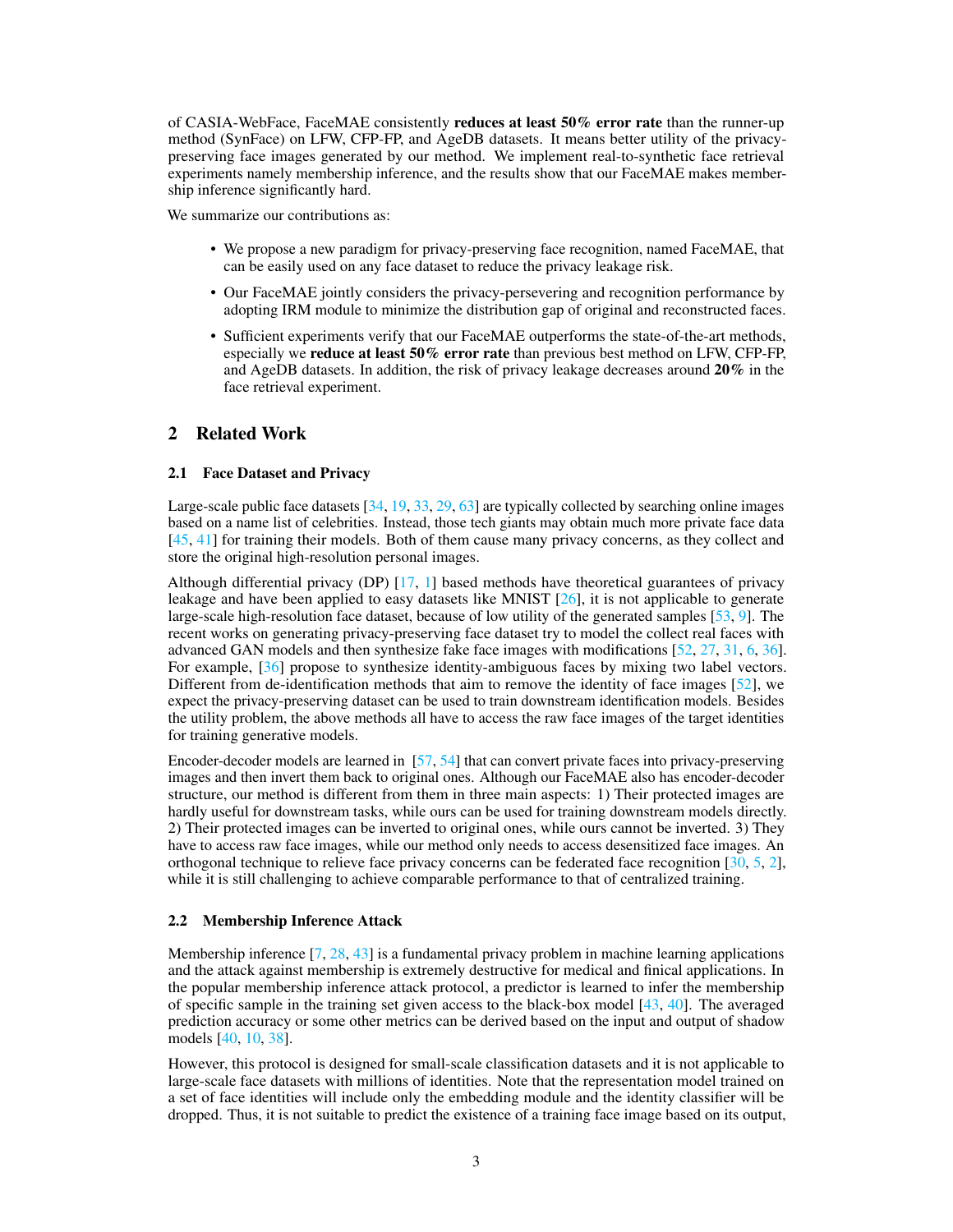of CASIA-WebFace, FaceMAE consistently **reduces at least 50% error rate** than the runner-up method (SynFace) on LFW, CFP-FP, and AgeDB datasets. It means better utility of the privacy-preserving face images generated by our method. We implement real-to-synthetic face retrieval experiments namely membership inference, and the results show that our FaceMAE makes membership inference significantly hard.

We summarize our contributions as:

- We propose a new paradigm for privacy-preserving face recognition, named FaceMAE, that can be easily used on any face dataset to reduce the privacy leakage risk.
- Our FaceMAE jointly considers the privacy-persevering and recognition performance by adopting IRM module to minimize the distribution gap of original and reconstructed faces.
- Sufficient experiments verify that our FaceMAE outperforms the state-of-the-art methods, especially we **reduce at least 50% error rate** than previous best method on LFW, CFP-FP, and AgeDB datasets. In addition, the risk of privacy leakage decreases around **20%** in the face retrieval experiment.

## 2 Related Work

### 2.1 Face Dataset and Privacy

Large-scale public face datasets [34, 19, 33, 29, 63] are typically collected by searching online images based on a name list of celebrities. Instead, those tech giants may obtain much more private face data [45, 41] for training their models. Both of them cause many privacy concerns, as they collect and store the original high-resolution personal images.

Although differential privacy (DP) [17, 1] based methods have theoretical guarantees of privacy leakage and have been applied to easy datasets like MNIST [26], it is not applicable to generate large-scale high-resolution face dataset, because of low utility of the generated samples [53, 9]. The recent works on generating privacy-preserving face dataset try to model the collect real faces with advanced GAN models and then synthesize fake face images with modifications [52, 27, 31, 6, 36]. For example, [36] propose to synthesize identity-ambiguous faces by mixing two label vectors. Different from de-identification methods that aim to remove the identity of face images [52], we expect the privacy-preserving dataset can be used to train downstream identification models. Besides the utility problem, the above methods all have to access the raw face images of the target identities for training generative models.

Encoder-decoder models are learned in [57, 54] that can convert private faces into privacy-preserving images and then invert them back to original ones. Although our FaceMAE also has encoder-decoder structure, our method is different from them in three main aspects: 1) Their protected images are hardly useful for downstream tasks, while ours can be used for training downstream models directly. 2) Their protected images can be inverted to original ones, while ours cannot be inverted. 3) They have to access raw face images, while our method only needs to access desensitized face images. An orthogonal technique to relieve face privacy concerns can be federated face recognition [30, 5, 2], while it is still challenging to achieve comparable performance to that of centralized training.

### 2.2 Membership Inference Attack

Membership inference [7, 28, 43] is a fundamental privacy problem in machine learning applications and the attack against membership is extremely destructive for medical and finical applications. In the popular membership inference attack protocol, a predictor is learned to infer the membership of specific sample in the training set given access to the black-box model [43, 40]. The averaged prediction accuracy or some other metrics can be derived based on the input and output of shadow models [40, 10, 38].

However, this protocol is designed for small-scale classification datasets and it is not applicable to large-scale face datasets with millions of identities. Note that the representation model trained on a set of face identities will include only the embedding module and the identity classifier will be dropped. Thus, it is not suitable to predict the existence of a training face image based on its output,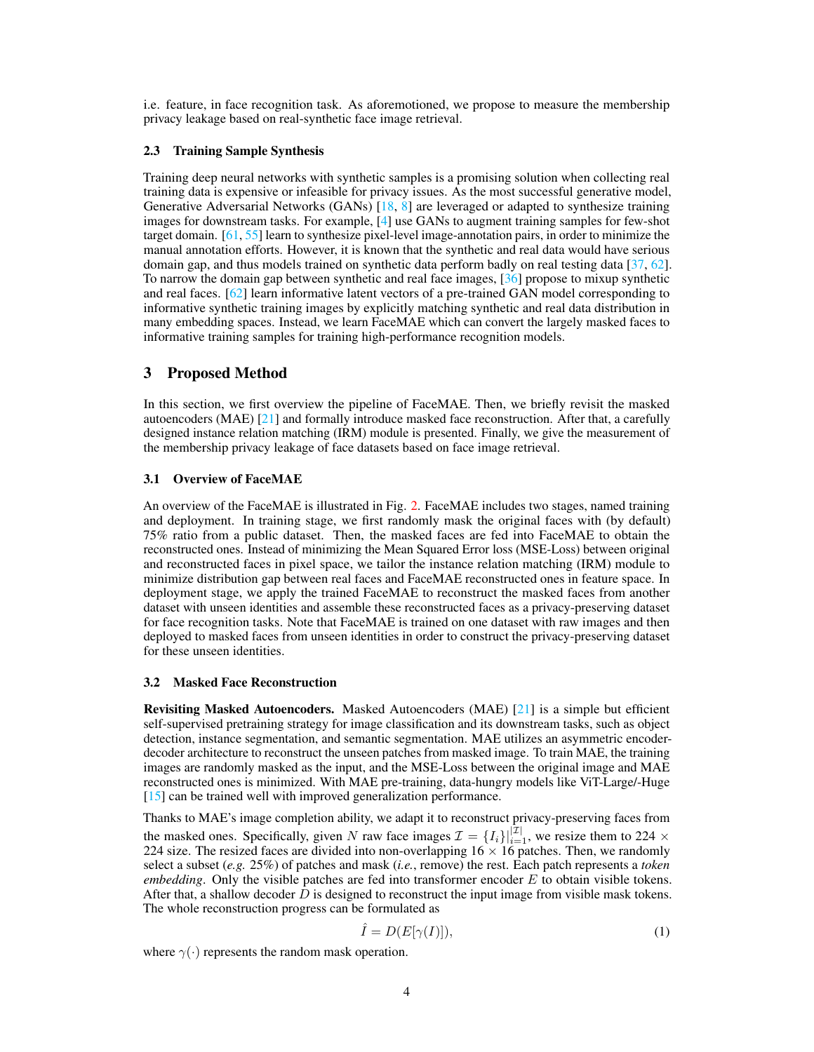i.e. feature, in face recognition task. As aforemotioned, we propose to measure the membership privacy leakage based on real-synthetic face image retrieval.

### 2.3 Training Sample Synthesis

Training deep neural networks with synthetic samples is a promising solution when collecting real training data is expensive or infeasible for privacy issues. As the most successful generative model, Generative Adversarial Networks (GANs) [18, 8] are leveraged or adapted to synthesize training images for downstream tasks. For example, [4] use GANs to augment training samples for few-shot target domain. [61, 55] learn to synthesize pixel-level image-annotation pairs, in order to minimize the manual annotation efforts. However, it is known that the synthetic and real data would have serious domain gap, and thus models trained on synthetic data perform badly on real testing data [37, 62]. To narrow the domain gap between synthetic and real face images, [36] propose to mixup synthetic and real faces. [62] learn informative latent vectors of a pre-trained GAN model corresponding to informative synthetic training images by explicitly matching synthetic and real data distribution in many embedding spaces. Instead, we learn FaceMAE which can convert the largely masked faces to informative training samples for training high-performance recognition models.

## 3 Proposed Method

In this section, we first overview the pipeline of FaceMAE. Then, we briefly revisit the masked autoencoders (MAE) [21] and formally introduce masked face reconstruction. After that, a carefully designed instance relation matching (IRM) module is presented. Finally, we give the measurement of the membership privacy leakage of face datasets based on face image retrieval.

### 3.1 Overview of FaceMAE

An overview of the FaceMAE is illustrated in Fig. 2. FaceMAE includes two stages, named training and deployment. In training stage, we first randomly mask the original faces with (by default) 75% ratio from a public dataset. Then, the masked faces are fed into FaceMAE to obtain the reconstructed ones. Instead of minimizing the Mean Squared Error loss (MSE-Loss) between original and reconstructed faces in pixel space, we tailor the instance relation matching (IRM) module to minimize distribution gap between real faces and FaceMAE reconstructed ones in feature space. In deployment stage, we apply the trained FaceMAE to reconstruct the masked faces from another dataset with unseen identities and assemble these reconstructed faces as a privacy-preserving dataset for face recognition tasks. Note that FaceMAE is trained on one dataset with raw images and then deployed to masked faces from unseen identities in order to construct the privacy-preserving dataset for these unseen identities.

### 3.2 Masked Face Reconstruction

**Revisiting Masked Autoencoders.** Masked Autoencoders (MAE) [21] is a simple but efficient self-supervised pretraining strategy for image classification and its downstream tasks, such as object detection, instance segmentation, and semantic segmentation. MAE utilizes an asymmetric encoder-decoder architecture to reconstruct the unseen patches from masked image. To train MAE, the training images are randomly masked as the input, and the MSE-Loss between the original image and MAE reconstructed ones is minimized. With MAE pre-training, data-hungry models like ViT-Large/-Huge [15] can be trained well with improved generalization performance.

Thanks to MAE's image completion ability, we adapt it to reconstruct privacy-preserving faces from the masked ones. Specifically, given $N$ raw face images $\mathcal{I} = \{I_i\}|_{i=1}^{|\mathcal{I}|}$, we resize them to $224 \times 224$ size. The resized faces are divided into non-overlapping $16 \times 16$ patches. Then, we randomly select a subset (*e.g.* 25%) of patches and mask (*i.e.*, remove) the rest. Each patch represents a *token embedding*. Only the visible patches are fed into transformer encoder $E$ to obtain visible tokens. After that, a shallow decoder $D$ is designed to reconstruct the input image from visible mask tokens. The whole reconstruction progress can be formulated as

$$\hat{I} = D(E[\gamma(I)]), \tag{1}$$

where $\gamma(\cdot)$ represents the random mask operation.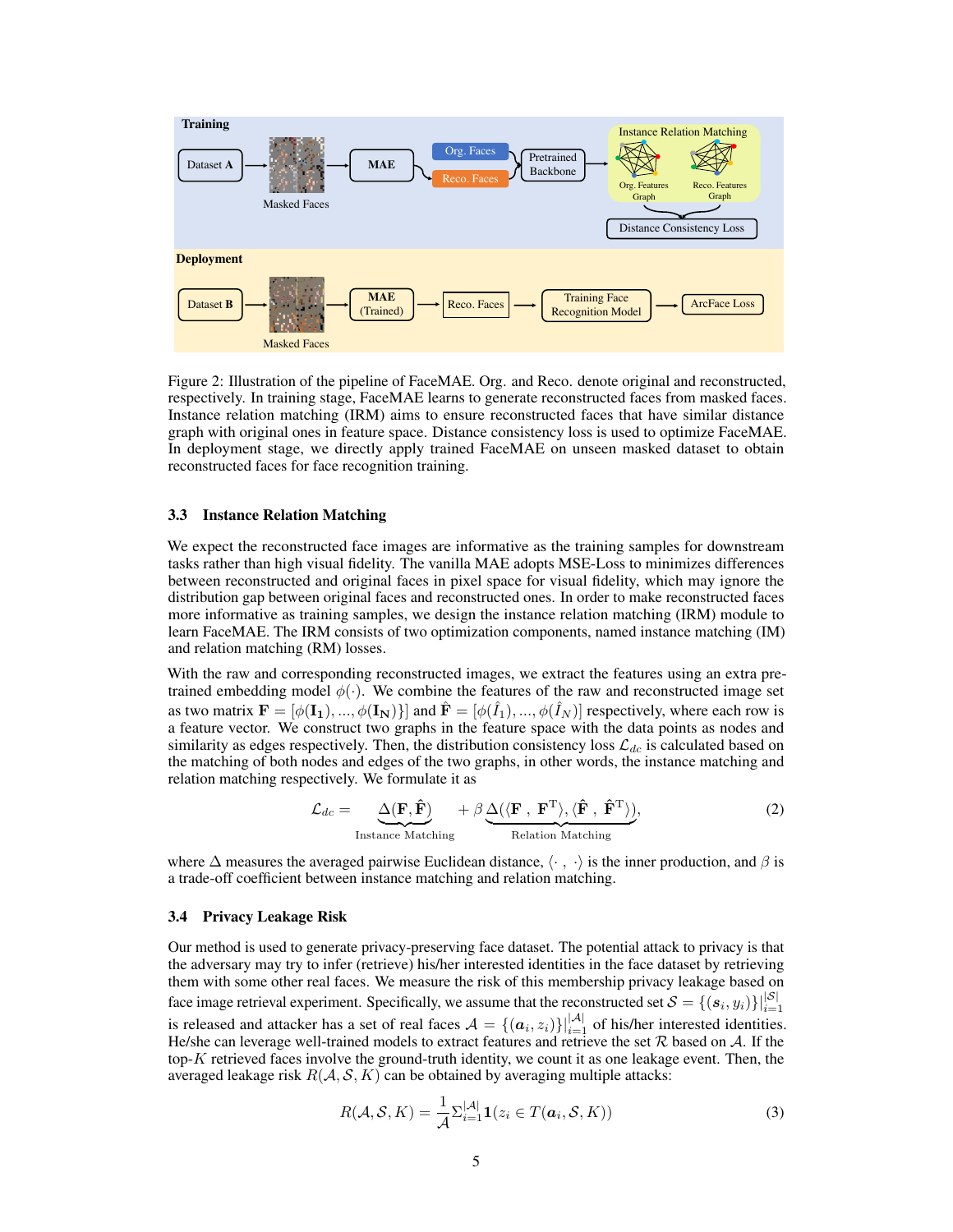Figure 2: Illustration of the pipeline of FaceMAE. Org. and Reco. denote original and reconstructed, respectively. In training stage, FaceMAE learns to generate reconstructed faces from masked faces. Instance relation matching (IRM) aims to ensure reconstructed faces that have similar distance graph with original ones in feature space. Distance consistency loss is used to optimize FaceMAE. In deployment stage, we directly apply trained FaceMAE on unseen masked dataset to obtain reconstructed faces for face recognition training.

### 3.3 Instance Relation Matching

We expect the reconstructed face images are informative as the training samples for downstream tasks rather than high visual fidelity. The vanilla MAE adopts MSE-Loss to minimizes differences between reconstructed and original faces in pixel space for visual fidelity, which may ignore the distribution gap between original faces and reconstructed ones. In order to make reconstructed faces more informative as training samples, we design the instance relation matching (IRM) module to learn FaceMAE. The IRM consists of two optimization components, named instance matching (IM) and relation matching (RM) losses.

With the raw and corresponding reconstructed images, we extract the features using an extra pre-trained embedding model $\phi(\cdot)$. We combine the features of the raw and reconstructed image set as two matrix $\mathbf{F} = [\phi(\mathbf{I_1}), ..., \phi(\mathbf{I_N})\}]$ and $\hat{\mathbf{F}} = [\phi(\hat{I}_1), ..., \phi(\hat{I}_N)]$ respectively, where each row is a feature vector. We construct two graphs in the feature space with the data points as nodes and similarity as edges respectively. Then, the distribution consistency loss $\mathcal{L}_{dc}$ is calculated based on the matching of both nodes and edges of the two graphs, in other words, the instance matching and relation matching respectively. We formulate it as

$$\mathcal{L}_{dc} = \underbrace{\Delta(\mathbf{F}, \hat{\mathbf{F}})}_{\text{Instance Matching}} + \beta \underbrace{\Delta(\langle \mathbf{F} \ , \ \mathbf{F}^{\mathrm{T}} \rangle, \langle \hat{\mathbf{F}} \ , \ \hat{\mathbf{F}}^{\mathrm{T}} \rangle)}_{\text{Relation Matching}}, \tag{2}$$

where $\Delta$ measures the averaged pairwise Euclidean distance, $\langle \cdot \ , \ \cdot \rangle$ is the inner production, and $\beta$ is a trade-off coefficient between instance matching and relation matching.

### 3.4 Privacy Leakage Risk

Our method is used to generate privacy-preserving face dataset. The potential attack to privacy is that the adversary may try to infer (retrieve) his/her interested identities in the face dataset by retrieving them with some other real faces. We measure the risk of this membership privacy leakage based on face image retrieval experiment. Specifically, we assume that the reconstructed set $\mathcal{S} = \{(\boldsymbol{s}_i, y_i)\}|_{i=1}^{|\mathcal{S}|}$ is released and attacker has a set of real faces $\mathcal{A} = \{(\boldsymbol{a}_i, z_i)\}|_{i=1}^{|\mathcal{A}|}$ of his/her interested identities. He/she can leverage well-trained models to extract features and retrieve the set $\mathcal{R}$ based on $\mathcal{A}$. If the top-$K$ retrieved faces involve the ground-truth identity, we count it as one leakage event. Then, the averaged leakage risk $R(\mathcal{A}, \mathcal{S}, K)$ can be obtained by averaging multiple attacks:

$$R(\mathcal{A}, \mathcal{S}, K) = \frac{1}{\mathcal{A}} \Sigma_{i=1}^{|\mathcal{A}|} \mathbf{1}(z_i \in T(\boldsymbol{a}_i, \mathcal{S}, K)) \tag{3}$$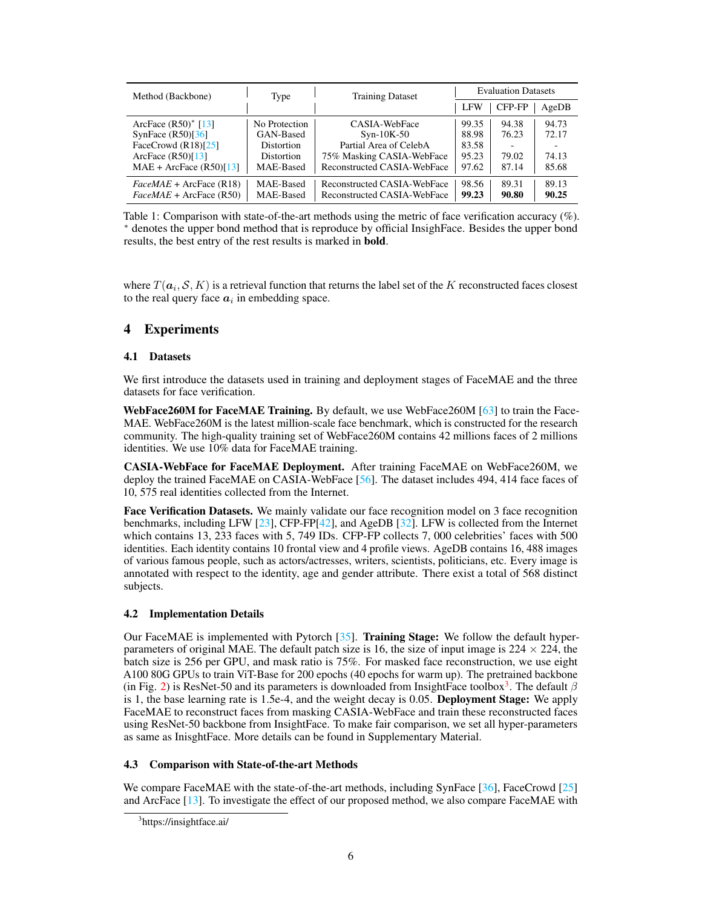| Method (Backbone) | Type | Training Dataset | Evaluation Datasets | | |
|---|---|---|---|---|---|
| | | | LFW | CFP-FP | AgeDB |
| ArcFace (R50)* [13] | No Protection | CASIA-WebFace | 99.35 | 94.38 | 94.73 |
| SynFace (R50)[36] | GAN-Based | Syn-10K-50 | 88.98 | 76.23 | 72.17 |
| FaceCrowd (R18)[25] | Distortion | Partial Area of CelebA | 83.58 | - | - |
| ArcFace (R50)[13] | Distortion | 75% Masking CASIA-WebFace | 95.23 | 79.02 | 74.13 |
| MAE + ArcFace (R50)[13] | MAE-Based | Reconstructed CASIA-WebFace | 97.62 | 87.14 | 85.68 |
| *FaceMAE* + ArcFace (R18) | MAE-Based | Reconstructed CASIA-WebFace | 98.56 | 89.31 | 89.13 |
| *FaceMAE* + ArcFace (R50) | MAE-Based | Reconstructed CASIA-WebFace | **99.23** | **90.80** | **90.25** |

Table 1: Comparison with state-of-the-art methods using the metric of face verification accuracy (%). * denotes the upper bond method that is reproduce by official InsighFace. Besides the upper bond results, the best entry of the rest results is marked in **bold**.

where $T(\boldsymbol{a}_i, \mathcal{S}, K)$ is a retrieval function that returns the label set of the $K$ reconstructed faces closest to the real query face $\boldsymbol{a}_i$ in embedding space.

# 4 Experiments

## 4.1 Datasets

We first introduce the datasets used in training and deployment stages of FaceMAE and the three datasets for face verification.

**WebFace260M for FaceMAE Training.** By default, we use WebFace260M [63] to train the FaceMAE. WebFace260M is the latest million-scale face benchmark, which is constructed for the research community. The high-quality training set of WebFace260M contains 42 millions faces of 2 millions identities. We use 10% data for FaceMAE training.

**CASIA-WebFace for FaceMAE Deployment.** After training FaceMAE on WebFace260M, we deploy the trained FaceMAE on CASIA-WebFace [56]. The dataset includes 494, 414 face faces of 10, 575 real identities collected from the Internet.

**Face Verification Datasets.** We mainly validate our face recognition model on 3 face recognition benchmarks, including LFW [23], CFP-FP[42], and AgeDB [32]. LFW is collected from the Internet which contains 13, 233 faces with 5, 749 IDs. CFP-FP collects 7, 000 celebrities' faces with 500 identities. Each identity contains 10 frontal view and 4 profile views. AgeDB contains 16, 488 images of various famous people, such as actors/actresses, writers, scientists, politicians, etc. Every image is annotated with respect to the identity, age and gender attribute. There exist a total of 568 distinct subjects.

## 4.2 Implementation Details

Our FaceMAE is implemented with Pytorch [35]. **Training Stage:** We follow the default hyper-parameters of original MAE. The default patch size is 16, the size of input image is $224 \times 224$, the batch size is 256 per GPU, and mask ratio is 75%. For masked face reconstruction, we use eight A100 80G GPUs to train ViT-Base for 200 epochs (40 epochs for warm up). The pretrained backbone (in Fig. 2) is ResNet-50 and its parameters is downloaded from InsightFace toolbox[3]. The default $\beta$ is 1, the base learning rate is 1.5e-4, and the weight decay is 0.05. **Deployment Stage:** We apply FaceMAE to reconstruct faces from masking CASIA-WebFace and train these reconstructed faces using ResNet-50 backbone from InsightFace. To make fair comparison, we set all hyper-parameters as same as InisghtFace. More details can be found in Supplementary Material.

## 4.3 Comparison with State-of-the-art Methods

We compare FaceMAE with the state-of-the-art methods, including SynFace [36], FaceCrowd [25] and ArcFace [13]. To investigate the effect of our proposed method, we also compare FaceMAE with

[3]https://insightface.ai/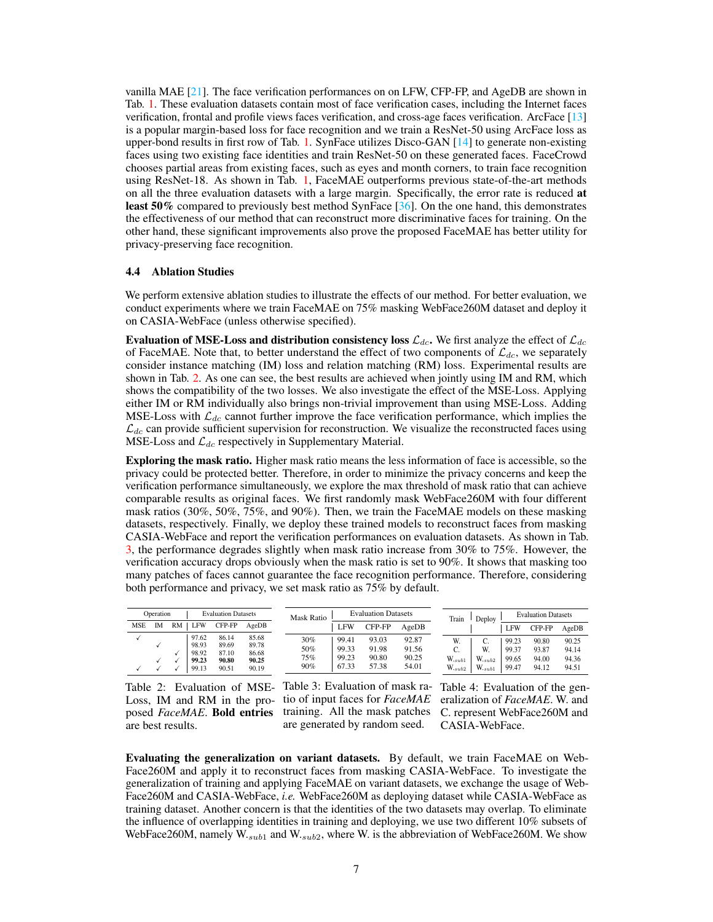vanilla MAE [21]. The face verification performances on on LFW, CFP-FP, and AgeDB are shown in Tab. 1. These evaluation datasets contain most of face verification cases, including the Internet faces verification, frontal and profile views faces verification, and cross-age faces verification. ArcFace [13] is a popular margin-based loss for face recognition and we train a ResNet-50 using ArcFace loss as upper-bond results in first row of Tab. 1. SynFace utilizes Disco-GAN [14] to generate non-existing faces using two existing face identities and train ResNet-50 on these generated faces. FaceCrowd chooses partial areas from existing faces, such as eyes and month corners, to train face recognition using ResNet-18. As shown in Tab. 1, FaceMAE outperforms previous state-of-the-art methods on all the three evaluation datasets with a large margin. Specifically, the error rate is reduced **at least 50%** compared to previously best method SynFace [36]. On the one hand, this demonstrates the effectiveness of our method that can reconstruct more discriminative faces for training. On the other hand, these significant improvements also prove the proposed FaceMAE has better utility for privacy-preserving face recognition.

### 4.4 Ablation Studies

We perform extensive ablation studies to illustrate the effects of our method. For better evaluation, we conduct experiments where we train FaceMAE on 75% masking WebFace260M dataset and deploy it on CASIA-WebFace (unless otherwise specified).

**Evaluation of MSE-Loss and distribution consistency loss $\mathcal{L}_{dc}$.** We first analyze the effect of $\mathcal{L}_{dc}$ of FaceMAE. Note that, to better understand the effect of two components of $\mathcal{L}_{dc}$, we separately consider instance matching (IM) loss and relation matching (RM) loss. Experimental results are shown in Tab. 2. As one can see, the best results are achieved when jointly using IM and RM, which shows the compatibility of the two losses. We also investigate the effect of the MSE-Loss. Applying either IM or RM individually also brings non-trivial improvement than using MSE-Loss. Adding MSE-Loss with $\mathcal{L}_{dc}$ cannot further improve the face verification performance, which implies the $\mathcal{L}_{dc}$ can provide sufficient supervision for reconstruction. We visualize the reconstructed faces using MSE-Loss and $\mathcal{L}_{dc}$ respectively in Supplementary Material.

**Exploring the mask ratio.** Higher mask ratio means the less information of face is accessible, so the privacy could be protected better. Therefore, in order to minimize the privacy concerns and keep the verification performance simultaneously, we explore the max threshold of mask ratio that can achieve comparable results as original faces. We first randomly mask WebFace260M with four different mask ratios (30%, 50%, 75%, and 90%). Then, we train the FaceMAE models on these masking datasets, respectively. Finally, we deploy these trained models to reconstruct faces from masking CASIA-WebFace and report the verification performances on evaluation datasets. As shown in Tab. 3, the performance degrades slightly when mask ratio increase from 30% to 75%. However, the verification accuracy drops obviously when the mask ratio is set to 90%. It shows that masking too many patches of faces cannot guarantee the face recognition performance. Therefore, considering both performance and privacy, we set mask ratio as 75% by default.

| Operation | | | Evaluation Datasets | | |
|---|---|---|---|---|---|
| MSE | IM | RM | LFW | CFP-FP | AgeDB |
| ✓ | | | 97.62 | 86.14 | 85.68 |
| | ✓ | | 98.93 | 89.69 | 89.78 |
| | | ✓ | 98.92 | 87.10 | 86.68 |
| | ✓ | ✓ | **99.23** | **90.80** | **90.25** |
| ✓ | ✓ | ✓ | 99.13 | 90.51 | 90.19 |

Table 2: Evaluation of MSE-Loss, IM and RM in the proposed *FaceMAE*. **Bold entries** are best results.

| Mask Ratio | Evaluation Datasets | | |
|---|---|---|---|
| | LFW | CFP-FP | AgeDB |
| 30% | 99.41 | 93.03 | 92.87 |
| 50% | 99.33 | 91.98 | 91.56 |
| 75% | 99.23 | 90.80 | 90.25 |
| 90% | 67.33 | 57.38 | 54.01 |

Table 3: Evaluation of mask ratio of input faces for *FaceMAE* training. All the mask patches are generated by random seed.

| Train | Deploy | Evaluation Datasets | | |
|---|---|---|---|---|
| | | LFW | CFP-FP | AgeDB |
| W. | C. | 99.23 | 90.80 | 90.25 |
| C. | W. | 99.37 | 93.87 | 94.14 |
| W.$_{sub1}$ | W.$_{sub2}$ | 99.65 | 94.00 | 94.36 |
| W.$_{sub2}$ | W.$_{sub1}$ | 99.47 | 94.12 | 94.51 |

Table 4: Evaluation of the generalization of *FaceMAE*. W. and C. represent WebFace260M and CASIA-WebFace.

**Evaluating the generalization on variant datasets.** By default, we train FaceMAE on WebFace260M and apply it to reconstruct faces from masking CASIA-WebFace. To investigate the generalization of training and applying FaceMAE on variant datasets, we exchange the usage of WebFace260M and CASIA-WebFace, *i.e.* WebFace260M as deploying dataset while CASIA-WebFace as training dataset. Another concern is that the identities of the two datasets may overlap. To eliminate the influence of overlapping identities in training and deploying, we use two different 10% subsets of WebFace260M, namely W.$_{sub1}$ and W.$_{sub2}$, where W. is the abbreviation of WebFace260M. We show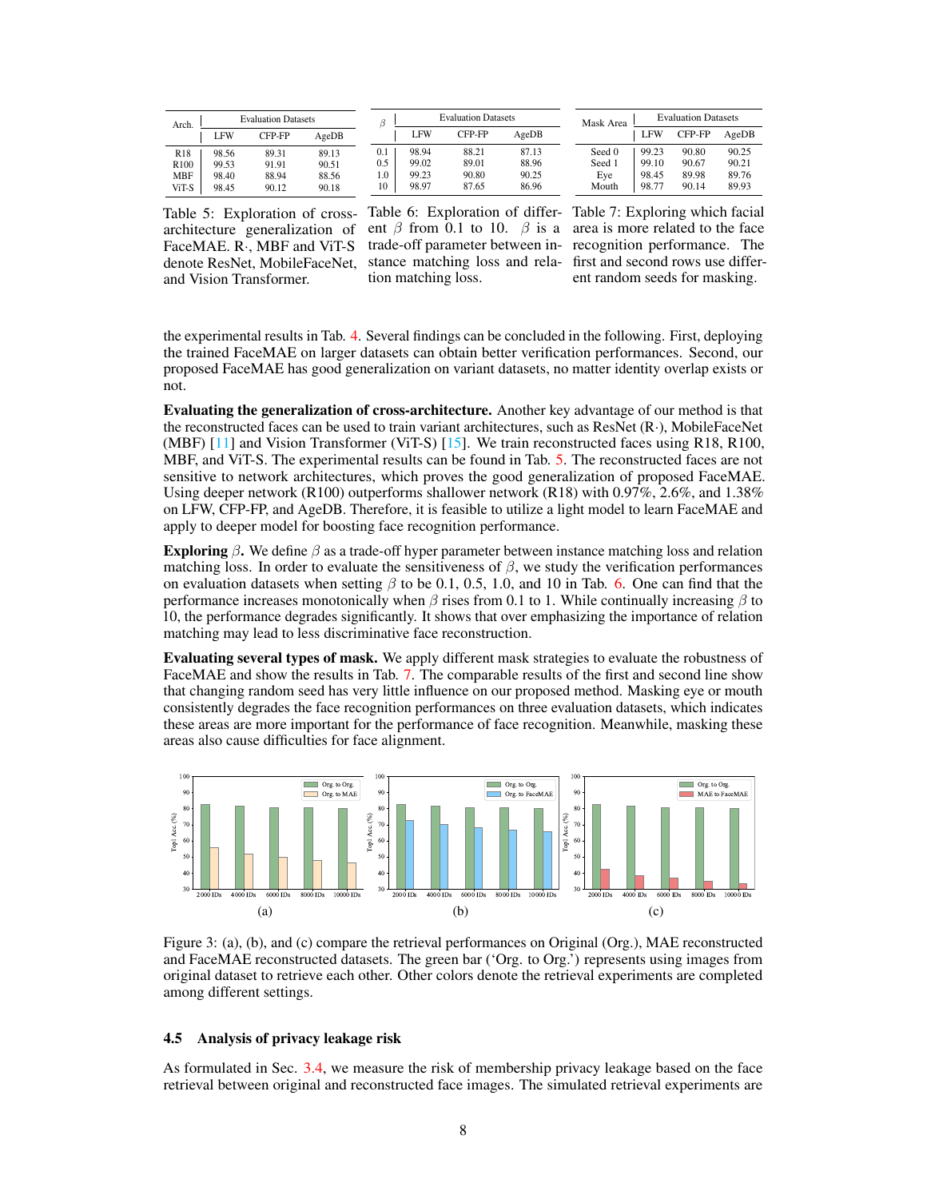| Arch. | Evaluation Datasets | | |
|---|---|---|---|
| | LFW | CFP-FP | AgeDB |
| R18 | 98.56 | 89.31 | 89.13 |
| R100 | 99.53 | 91.91 | 90.51 |
| MBF | 98.40 | 88.94 | 88.56 |
| ViT-S | 98.45 | 90.12 | 90.18 |

Table 5: Exploration of cross-architecture generalization of FaceMAE. R·, MBF and ViT-S denote ResNet, MobileFaceNet, and Vision Transformer.

| $\beta$ | Evaluation Datasets | | |
|---|---|---|---|
| | LFW | CFP-FP | AgeDB |
| 0.1 | 98.94 | 88.21 | 87.13 |
| 0.5 | 99.02 | 89.01 | 88.96 |
| 1.0 | 99.23 | 90.80 | 90.25 |
| 10 | 98.97 | 87.65 | 86.96 |

Table 6: Exploration of different $\beta$ from 0.1 to 10. $\beta$ is a trade-off parameter between instance matching loss and relation matching loss.

| Mask Area | Evaluation Datasets | | |
|---|---|---|---|
| | LFW | CFP-FP | AgeDB |
| Seed 0 | 99.23 | 90.80 | 90.25 |
| Seed 1 | 99.10 | 90.67 | 90.21 |
| Eye | 98.45 | 89.98 | 89.76 |
| Mouth | 98.77 | 90.14 | 89.93 |

Table 7: Exploring which facial area is more related to the face recognition performance. The first and second rows use different random seeds for masking.

the experimental results in Tab. 4. Several findings can be concluded in the following. First, deploying the trained FaceMAE on larger datasets can obtain better verification performances. Second, our proposed FaceMAE has good generalization on variant datasets, no matter identity overlap exists or not.

**Evaluating the generalization of cross-architecture.** Another key advantage of our method is that the reconstructed faces can be used to train variant architectures, such as ResNet (R·), MobileFaceNet (MBF) [11] and Vision Transformer (ViT-S) [15]. We train reconstructed faces using R18, R100, MBF, and ViT-S. The experimental results can be found in Tab. 5. The reconstructed faces are not sensitive to network architectures, which proves the good generalization of proposed FaceMAE. Using deeper network (R100) outperforms shallower network (R18) with 0.97%, 2.6%, and 1.38% on LFW, CFP-FP, and AgeDB. Therefore, it is feasible to utilize a light model to learn FaceMAE and apply to deeper model for boosting face recognition performance.

**Exploring $\beta$.** We define $\beta$ as a trade-off hyper parameter between instance matching loss and relation matching loss. In order to evaluate the sensitiveness of $\beta$, we study the verification performances on evaluation datasets when setting $\beta$ to be 0.1, 0.5, 1.0, and 10 in Tab. 6. One can find that the performance increases monotonically when $\beta$ rises from 0.1 to 1. While continually increasing $\beta$ to 10, the performance degrades significantly. It shows that over emphasizing the importance of relation matching may lead to less discriminative face reconstruction.

**Evaluating several types of mask.** We apply different mask strategies to evaluate the robustness of FaceMAE and show the results in Tab. 7. The comparable results of the first and second line show that changing random seed has very little influence on our proposed method. Masking eye or mouth consistently degrades the face recognition performances on three evaluation datasets, which indicates these areas are more important for the performance of face recognition. Meanwhile, masking these areas also cause difficulties for face alignment.

Figure 3: (a), (b), and (c) compare the retrieval performances on Original (Org.), MAE reconstructed and FaceMAE reconstructed datasets. The green bar ('Org. to Org.') represents using images from original dataset to retrieve each other. Other colors denote the retrieval experiments are completed among different settings.

### 4.5 Analysis of privacy leakage risk

As formulated in Sec. 3.4, we measure the risk of membership privacy leakage based on the face retrieval between original and reconstructed face images. The simulated retrieval experiments are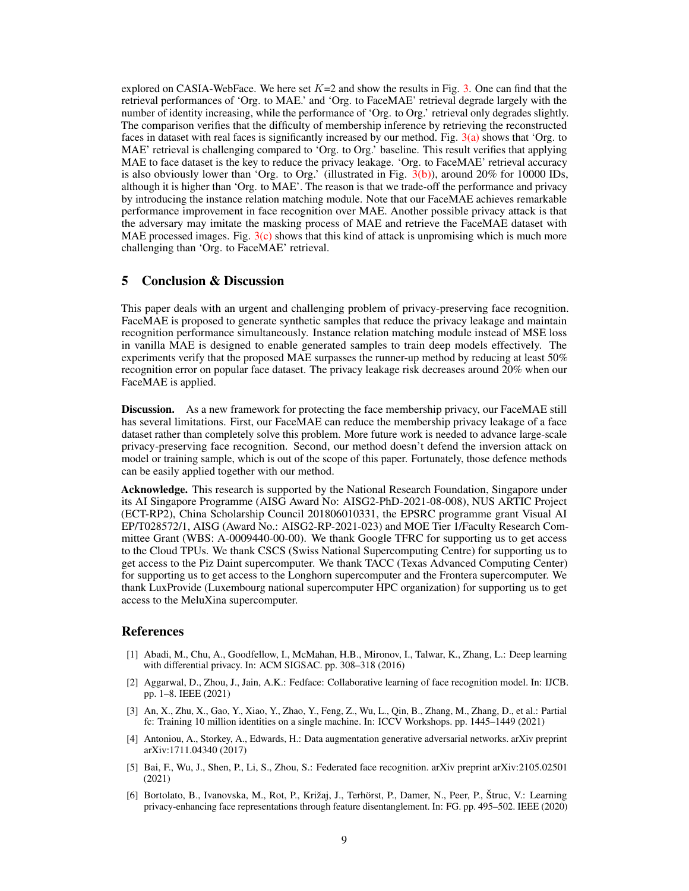explored on CASIA-WebFace. We here set $K$=2 and show the results in Fig. 3. One can find that the retrieval performances of 'Org. to MAE.' and 'Org. to FaceMAE' retrieval degrade largely with the number of identity increasing, while the performance of 'Org. to Org.' retrieval only degrades slightly. The comparison verifies that the difficulty of membership inference by retrieving the reconstructed faces in dataset with real faces is significantly increased by our method. Fig. 3(a) shows that 'Org. to MAE' retrieval is challenging compared to 'Org. to Org.' baseline. This result verifies that applying MAE to face dataset is the key to reduce the privacy leakage. 'Org. to FaceMAE' retrieval accuracy is also obviously lower than 'Org. to Org.' (illustrated in Fig. 3(b)), around 20% for 10000 IDs, although it is higher than 'Org. to MAE'. The reason is that we trade-off the performance and privacy by introducing the instance relation matching module. Note that our FaceMAE achieves remarkable performance improvement in face recognition over MAE. Another possible privacy attack is that the adversary may imitate the masking process of MAE and retrieve the FaceMAE dataset with MAE processed images. Fig. 3(c) shows that this kind of attack is unpromising which is much more challenging than 'Org. to FaceMAE' retrieval.

## 5 Conclusion & Discussion

This paper deals with an urgent and challenging problem of privacy-preserving face recognition. FaceMAE is proposed to generate synthetic samples that reduce the privacy leakage and maintain recognition performance simultaneously. Instance relation matching module instead of MSE loss in vanilla MAE is designed to enable generated samples to train deep models effectively. The experiments verify that the proposed MAE surpasses the runner-up method by reducing at least 50% recognition error on popular face dataset. The privacy leakage risk decreases around 20% when our FaceMAE is applied.

**Discussion.** As a new framework for protecting the face membership privacy, our FaceMAE still has several limitations. First, our FaceMAE can reduce the membership privacy leakage of a face dataset rather than completely solve this problem. More future work is needed to advance large-scale privacy-preserving face recognition. Second, our method doesn't defend the inversion attack on model or training sample, which is out of the scope of this paper. Fortunately, those defence methods can be easily applied together with our method.

**Acknowledge.** This research is supported by the National Research Foundation, Singapore under its AI Singapore Programme (AISG Award No: AISG2-PhD-2021-08-008), NUS ARTIC Project (ECT-RP2), China Scholarship Council 201806010331, the EPSRC programme grant Visual AI EP/T028572/1, AISG (Award No.: AISG2-RP-2021-023) and MOE Tier 1/Faculty Research Committee Grant (WBS: A-0009440-00-00). We thank Google TFRC for supporting us to get access to the Cloud TPUs. We thank CSCS (Swiss National Supercomputing Centre) for supporting us to get access to the Piz Daint supercomputer. We thank TACC (Texas Advanced Computing Center) for supporting us to get access to the Longhorn supercomputer and the Frontera supercomputer. We thank LuxProvide (Luxembourg national supercomputer HPC organization) for supporting us to get access to the MeluXina supercomputer.

## References

[1] Abadi, M., Chu, A., Goodfellow, I., McMahan, H.B., Mironov, I., Talwar, K., Zhang, L.: Deep learning with differential privacy. In: ACM SIGSAC. pp. 308–318 (2016)

[2] Aggarwal, D., Zhou, J., Jain, A.K.: Fedface: Collaborative learning of face recognition model. In: IJCB. pp. 1–8. IEEE (2021)

[3] An, X., Zhu, X., Gao, Y., Xiao, Y., Zhao, Y., Feng, Z., Wu, L., Qin, B., Zhang, M., Zhang, D., et al.: Partial fc: Training 10 million identities on a single machine. In: ICCV Workshops. pp. 1445–1449 (2021)

[4] Antoniou, A., Storkey, A., Edwards, H.: Data augmentation generative adversarial networks. arXiv preprint arXiv:1711.04340 (2017)

[5] Bai, F., Wu, J., Shen, P., Li, S., Zhou, S.: Federated face recognition. arXiv preprint arXiv:2105.02501 (2021)

[6] Bortolato, B., Ivanovska, M., Rot, P., Križaj, J., Terhörst, P., Damer, N., Peer, P., Štruc, V.: Learning privacy-enhancing face representations through feature disentanglement. In: FG. pp. 495–502. IEEE (2020)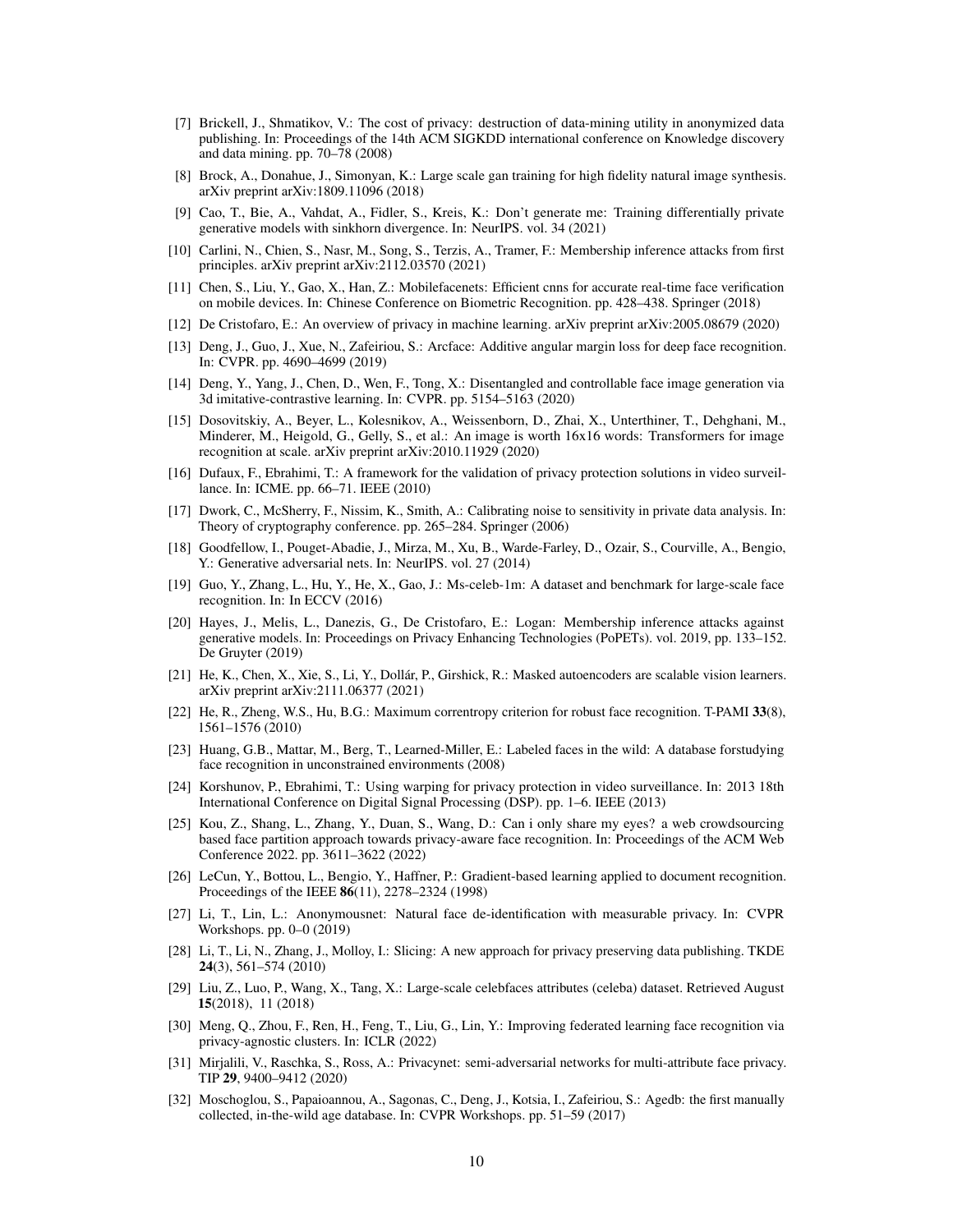[7] Brickell, J., Shmatikov, V.: The cost of privacy: destruction of data-mining utility in anonymized data publishing. In: Proceedings of the 14th ACM SIGKDD international conference on Knowledge discovery and data mining. pp. 70–78 (2008)

[8] Brock, A., Donahue, J., Simonyan, K.: Large scale gan training for high fidelity natural image synthesis. arXiv preprint arXiv:1809.11096 (2018)

[9] Cao, T., Bie, A., Vahdat, A., Fidler, S., Kreis, K.: Don't generate me: Training differentially private generative models with sinkhorn divergence. In: NeurIPS. vol. 34 (2021)

[10] Carlini, N., Chien, S., Nasr, M., Song, S., Terzis, A., Tramer, F.: Membership inference attacks from first principles. arXiv preprint arXiv:2112.03570 (2021)

[11] Chen, S., Liu, Y., Gao, X., Han, Z.: Mobilefacenets: Efficient cnns for accurate real-time face verification on mobile devices. In: Chinese Conference on Biometric Recognition. pp. 428–438. Springer (2018)

[12] De Cristofaro, E.: An overview of privacy in machine learning. arXiv preprint arXiv:2005.08679 (2020)

[13] Deng, J., Guo, J., Xue, N., Zafeiriou, S.: Arcface: Additive angular margin loss for deep face recognition. In: CVPR. pp. 4690–4699 (2019)

[14] Deng, Y., Yang, J., Chen, D., Wen, F., Tong, X.: Disentangled and controllable face image generation via 3d imitative-contrastive learning. In: CVPR. pp. 5154–5163 (2020)

[15] Dosovitskiy, A., Beyer, L., Kolesnikov, A., Weissenborn, D., Zhai, X., Unterthiner, T., Dehghani, M., Minderer, M., Heigold, G., Gelly, S., et al.: An image is worth 16x16 words: Transformers for image recognition at scale. arXiv preprint arXiv:2010.11929 (2020)

[16] Dufaux, F., Ebrahimi, T.: A framework for the validation of privacy protection solutions in video surveillance. In: ICME. pp. 66–71. IEEE (2010)

[17] Dwork, C., McSherry, F., Nissim, K., Smith, A.: Calibrating noise to sensitivity in private data analysis. In: Theory of cryptography conference. pp. 265–284. Springer (2006)

[18] Goodfellow, I., Pouget-Abadie, J., Mirza, M., Xu, B., Warde-Farley, D., Ozair, S., Courville, A., Bengio, Y.: Generative adversarial nets. In: NeurIPS. vol. 27 (2014)

[19] Guo, Y., Zhang, L., Hu, Y., He, X., Gao, J.: Ms-celeb-1m: A dataset and benchmark for large-scale face recognition. In: In ECCV (2016)

[20] Hayes, J., Melis, L., Danezis, G., De Cristofaro, E.: Logan: Membership inference attacks against generative models. In: Proceedings on Privacy Enhancing Technologies (PoPETs). vol. 2019, pp. 133–152. De Gruyter (2019)

[21] He, K., Chen, X., Xie, S., Li, Y., Dollár, P., Girshick, R.: Masked autoencoders are scalable vision learners. arXiv preprint arXiv:2111.06377 (2021)

[22] He, R., Zheng, W.S., Hu, B.G.: Maximum correntropy criterion for robust face recognition. T-PAMI **33**(8), 1561–1576 (2010)

[23] Huang, G.B., Mattar, M., Berg, T., Learned-Miller, E.: Labeled faces in the wild: A database forstudying face recognition in unconstrained environments (2008)

[24] Korshunov, P., Ebrahimi, T.: Using warping for privacy protection in video surveillance. In: 2013 18th International Conference on Digital Signal Processing (DSP). pp. 1–6. IEEE (2013)

[25] Kou, Z., Shang, L., Zhang, Y., Duan, S., Wang, D.: Can i only share my eyes? a web crowdsourcing based face partition approach towards privacy-aware face recognition. In: Proceedings of the ACM Web Conference 2022. pp. 3611–3622 (2022)

[26] LeCun, Y., Bottou, L., Bengio, Y., Haffner, P.: Gradient-based learning applied to document recognition. Proceedings of the IEEE **86**(11), 2278–2324 (1998)

[27] Li, T., Lin, L.: Anonymousnet: Natural face de-identification with measurable privacy. In: CVPR Workshops. pp. 0–0 (2019)

[28] Li, T., Li, N., Zhang, J., Molloy, I.: Slicing: A new approach for privacy preserving data publishing. TKDE **24**(3), 561–574 (2010)

[29] Liu, Z., Luo, P., Wang, X., Tang, X.: Large-scale celebfaces attributes (celeba) dataset. Retrieved August **15**(2018), 11 (2018)

[30] Meng, Q., Zhou, F., Ren, H., Feng, T., Liu, G., Lin, Y.: Improving federated learning face recognition via privacy-agnostic clusters. In: ICLR (2022)

[31] Mirjalili, V., Raschka, S., Ross, A.: Privacynet: semi-adversarial networks for multi-attribute face privacy. TIP **29**, 9400–9412 (2020)

[32] Moschoglou, S., Papaioannou, A., Sagonas, C., Deng, J., Kotsia, I., Zafeiriou, S.: Agedb: the first manually collected, in-the-wild age database. In: CVPR Workshops. pp. 51–59 (2017)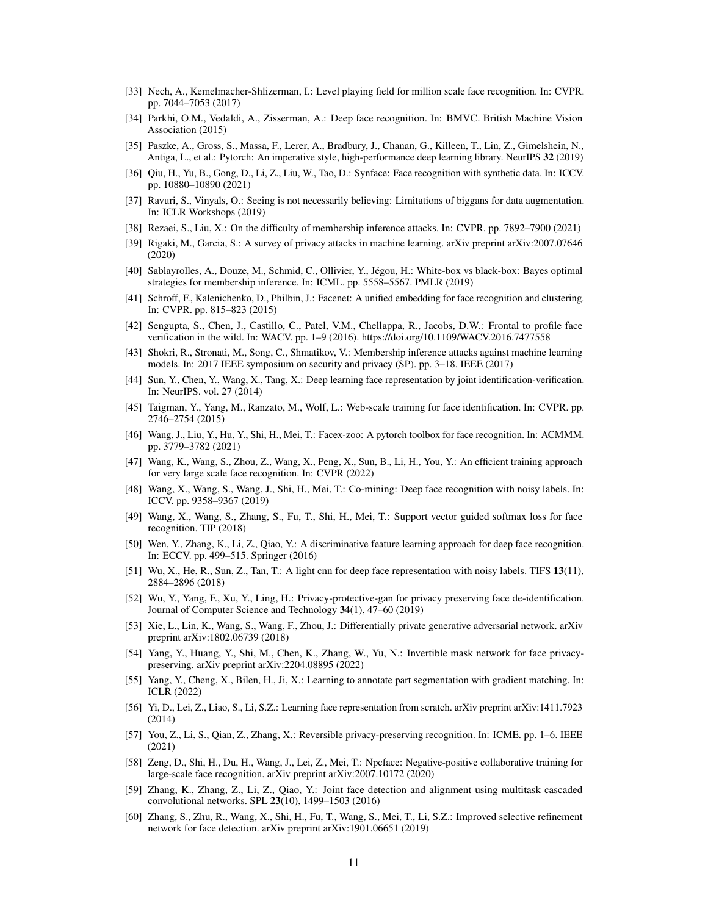[33] Nech, A., Kemelmacher-Shlizerman, I.: Level playing field for million scale face recognition. In: CVPR. pp. 7044–7053 (2017)

[34] Parkhi, O.M., Vedaldi, A., Zisserman, A.: Deep face recognition. In: BMVC. British Machine Vision Association (2015)

[35] Paszke, A., Gross, S., Massa, F., Lerer, A., Bradbury, J., Chanan, G., Killeen, T., Lin, Z., Gimelshein, N., Antiga, L., et al.: Pytorch: An imperative style, high-performance deep learning library. NeurIPS **32** (2019)

[36] Qiu, H., Yu, B., Gong, D., Li, Z., Liu, W., Tao, D.: Synface: Face recognition with synthetic data. In: ICCV. pp. 10880–10890 (2021)

[37] Ravuri, S., Vinyals, O.: Seeing is not necessarily believing: Limitations of biggans for data augmentation. In: ICLR Workshops (2019)

[38] Rezaei, S., Liu, X.: On the difficulty of membership inference attacks. In: CVPR. pp. 7892–7900 (2021)

[39] Rigaki, M., Garcia, S.: A survey of privacy attacks in machine learning. arXiv preprint arXiv:2007.07646 (2020)

[40] Sablayrolles, A., Douze, M., Schmid, C., Ollivier, Y., Jégou, H.: White-box vs black-box: Bayes optimal strategies for membership inference. In: ICML. pp. 5558–5567. PMLR (2019)

[41] Schroff, F., Kalenichenko, D., Philbin, J.: Facenet: A unified embedding for face recognition and clustering. In: CVPR. pp. 815–823 (2015)

[42] Sengupta, S., Chen, J., Castillo, C., Patel, V.M., Chellappa, R., Jacobs, D.W.: Frontal to profile face verification in the wild. In: WACV. pp. 1–9 (2016). https://doi.org/10.1109/WACV.2016.7477558

[43] Shokri, R., Stronati, M., Song, C., Shmatikov, V.: Membership inference attacks against machine learning models. In: 2017 IEEE symposium on security and privacy (SP). pp. 3–18. IEEE (2017)

[44] Sun, Y., Chen, Y., Wang, X., Tang, X.: Deep learning face representation by joint identification-verification. In: NeurIPS. vol. 27 (2014)

[45] Taigman, Y., Yang, M., Ranzato, M., Wolf, L.: Web-scale training for face identification. In: CVPR. pp. 2746–2754 (2015)

[46] Wang, J., Liu, Y., Hu, Y., Shi, H., Mei, T.: Facex-zoo: A pytorch toolbox for face recognition. In: ACMMM. pp. 3779–3782 (2021)

[47] Wang, K., Wang, S., Zhou, Z., Wang, X., Peng, X., Sun, B., Li, H., You, Y.: An efficient training approach for very large scale face recognition. In: CVPR (2022)

[48] Wang, X., Wang, S., Wang, J., Shi, H., Mei, T.: Co-mining: Deep face recognition with noisy labels. In: ICCV. pp. 9358–9367 (2019)

[49] Wang, X., Wang, S., Zhang, S., Fu, T., Shi, H., Mei, T.: Support vector guided softmax loss for face recognition. TIP (2018)

[50] Wen, Y., Zhang, K., Li, Z., Qiao, Y.: A discriminative feature learning approach for deep face recognition. In: ECCV. pp. 499–515. Springer (2016)

[51] Wu, X., He, R., Sun, Z., Tan, T.: A light cnn for deep face representation with noisy labels. TIFS **13**(11), 2884–2896 (2018)

[52] Wu, Y., Yang, F., Xu, Y., Ling, H.: Privacy-protective-gan for privacy preserving face de-identification. Journal of Computer Science and Technology **34**(1), 47–60 (2019)

[53] Xie, L., Lin, K., Wang, S., Wang, F., Zhou, J.: Differentially private generative adversarial network. arXiv preprint arXiv:1802.06739 (2018)

[54] Yang, Y., Huang, Y., Shi, M., Chen, K., Zhang, W., Yu, N.: Invertible mask network for face privacy-preserving. arXiv preprint arXiv:2204.08895 (2022)

[55] Yang, Y., Cheng, X., Bilen, H., Ji, X.: Learning to annotate part segmentation with gradient matching. In: ICLR (2022)

[56] Yi, D., Lei, Z., Liao, S., Li, S.Z.: Learning face representation from scratch. arXiv preprint arXiv:1411.7923 (2014)

[57] You, Z., Li, S., Qian, Z., Zhang, X.: Reversible privacy-preserving recognition. In: ICME. pp. 1–6. IEEE (2021)

[58] Zeng, D., Shi, H., Du, H., Wang, J., Lei, Z., Mei, T.: Npcface: Negative-positive collaborative training for large-scale face recognition. arXiv preprint arXiv:2007.10172 (2020)

[59] Zhang, K., Zhang, Z., Li, Z., Qiao, Y.: Joint face detection and alignment using multitask cascaded convolutional networks. SPL **23**(10), 1499–1503 (2016)

[60] Zhang, S., Zhu, R., Wang, X., Shi, H., Fu, T., Wang, S., Mei, T., Li, S.Z.: Improved selective refinement network for face detection. arXiv preprint arXiv:1901.06651 (2019)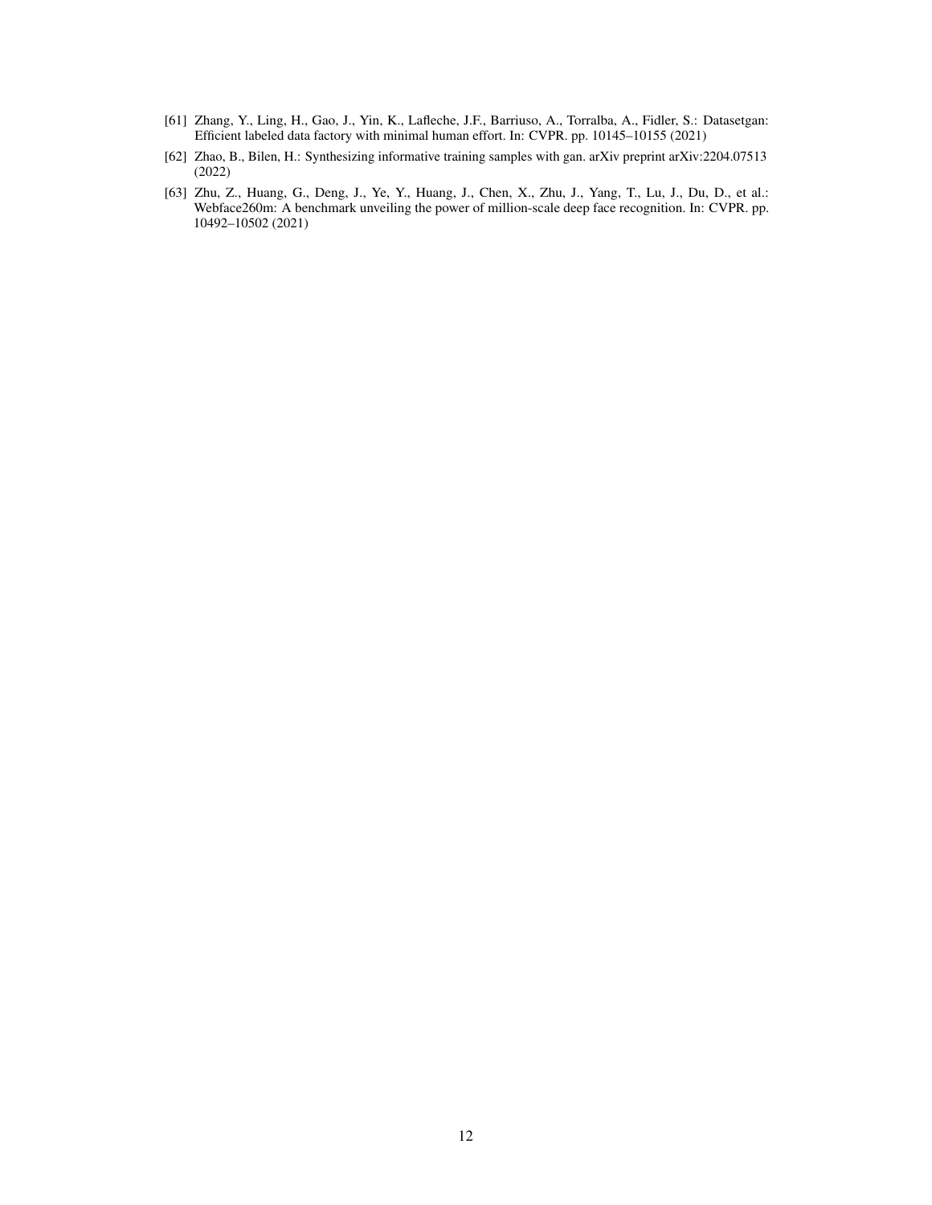[61] Zhang, Y., Ling, H., Gao, J., Yin, K., Lafleche, J.F., Barriuso, A., Torralba, A., Fidler, S.: Datasetgan: Efficient labeled data factory with minimal human effort. In: CVPR. pp. 10145–10155 (2021)

[62] Zhao, B., Bilen, H.: Synthesizing informative training samples with gan. arXiv preprint arXiv:2204.07513 (2022)

[63] Zhu, Z., Huang, G., Deng, J., Ye, Y., Huang, J., Chen, X., Zhu, J., Yang, T., Lu, J., Du, D., et al.: Webface260m: A benchmark unveiling the power of million-scale deep face recognition. In: CVPR. pp. 10492–10502 (2021)